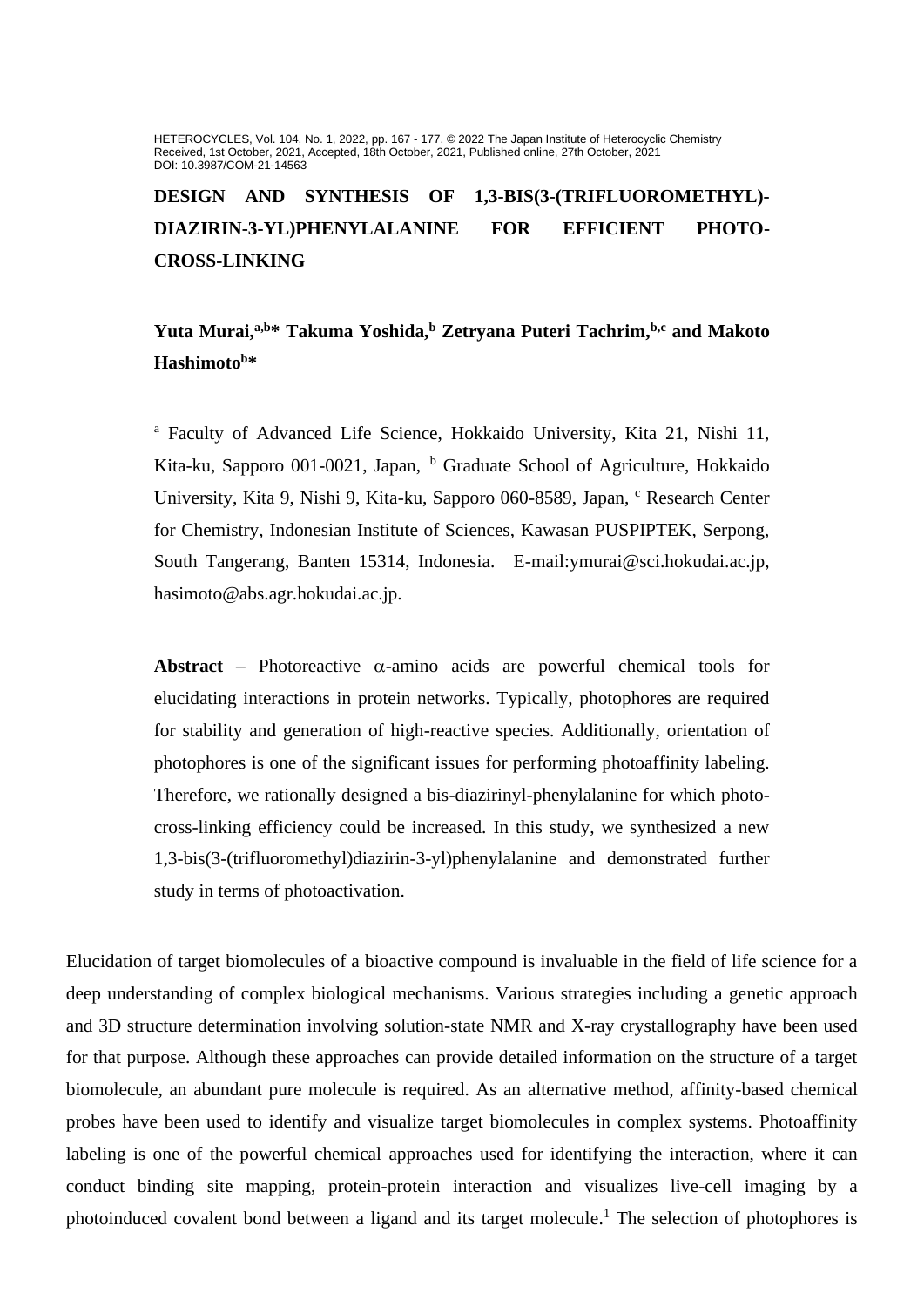HETEROCYCLES, Vol. 104, No. 1, 2022, pp. 167 - 177. © 2022 The Japan Institute of Heterocyclic Chemistry
Received, 1st October, 2021, Accepted, 18th October, 2021, Published online, 27th October, 2021
DOI: 10.3987/COM-21-14563

# DESIGN AND SYNTHESIS OF 1,3-BIS(3-(TRIFLUOROMETHYL)-DIAZIRIN-3-YL)PHENYLALANINE FOR EFFICIENT PHOTO-CROSS-LINKING

**Yuta Murai,[a,b]* Takuma Yoshida,[b] Zetryana Puteri Tachrim,[b,c] and Makoto Hashimoto[b]***

[a] Faculty of Advanced Life Science, Hokkaido University, Kita 21, Nishi 11, Kita-ku, Sapporo 001-0021, Japan, [b] Graduate School of Agriculture, Hokkaido University, Kita 9, Nishi 9, Kita-ku, Sapporo 060-8589, Japan, [c] Research Center for Chemistry, Indonesian Institute of Sciences, Kawasan PUSPIPTEK, Serpong, South Tangerang, Banten 15314, Indonesia. E-mail:ymurai@sci.hokudai.ac.jp, hasimoto@abs.agr.hokudai.ac.jp.

**Abstract** – Photoreactive $\alpha$-amino acids are powerful chemical tools for elucidating interactions in protein networks. Typically, photophores are required for stability and generation of high-reactive species. Additionally, orientation of photophores is one of the significant issues for performing photoaffinity labeling. Therefore, we rationally designed a bis-diazirinyl-phenylalanine for which photo-cross-linking efficiency could be increased. In this study, we synthesized a new 1,3-bis(3-(trifluoromethyl)diazirin-3-yl)phenylalanine and demonstrated further study in terms of photoactivation.

Elucidation of target biomolecules of a bioactive compound is invaluable in the field of life science for a deep understanding of complex biological mechanisms. Various strategies including a genetic approach and 3D structure determination involving solution-state NMR and X-ray crystallography have been used for that purpose. Although these approaches can provide detailed information on the structure of a target biomolecule, an abundant pure molecule is required. As an alternative method, affinity-based chemical probes have been used to identify and visualize target biomolecules in complex systems. Photoaffinity labeling is one of the powerful chemical approaches used for identifying the interaction, where it can conduct binding site mapping, protein-protein interaction and visualizes live-cell imaging by a photoinduced covalent bond between a ligand and its target molecule.[1] The selection of photophores is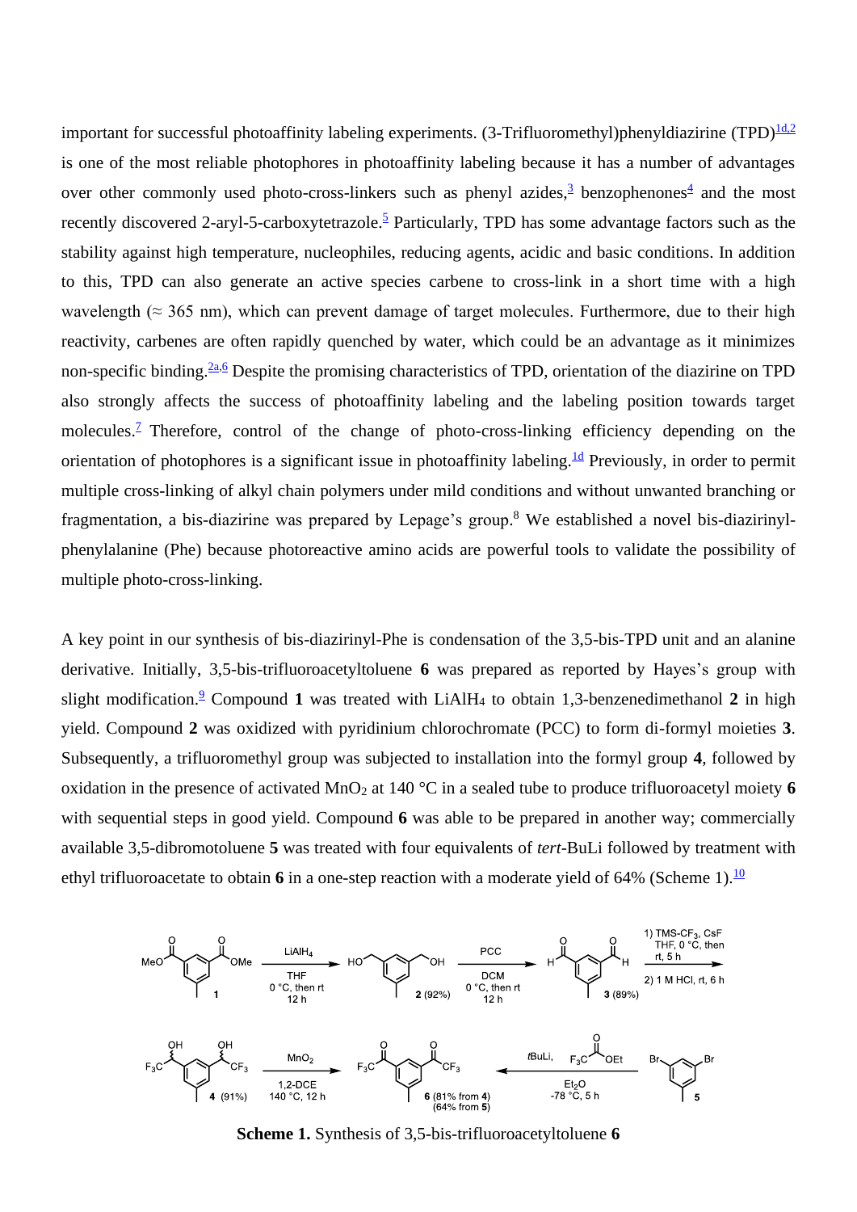important for successful photoaffinity labeling experiments. (3-Trifluoromethyl)phenyldiazirine (TPD)[1d,2] is one of the most reliable photophores in photoaffinity labeling because it has a number of advantages over other commonly used photo-cross-linkers such as phenyl azides,[3] benzophenones[4] and the most recently discovered 2-aryl-5-carboxytetrazole.[5] Particularly, TPD has some advantage factors such as the stability against high temperature, nucleophiles, reducing agents, acidic and basic conditions. In addition to this, TPD can also generate an active species carbene to cross-link in a short time with a high wavelength (≈ 365 nm), which can prevent damage of target molecules. Furthermore, due to their high reactivity, carbenes are often rapidly quenched by water, which could be an advantage as it minimizes non-specific binding.[2a,6] Despite the promising characteristics of TPD, orientation of the diazirine on TPD also strongly affects the success of photoaffinity labeling and the labeling position towards target molecules.[7] Therefore, control of the change of photo-cross-linking efficiency depending on the orientation of photophores is a significant issue in photoaffinity labeling.[1d] Previously, in order to permit multiple cross-linking of alkyl chain polymers under mild conditions and without unwanted branching or fragmentation, a bis-diazirine was prepared by Lepage's group.[8] We established a novel bis-diazirinyl-phenylalanine (Phe) because photoreactive amino acids are powerful tools to validate the possibility of multiple photo-cross-linking.

A key point in our synthesis of bis-diazirinyl-Phe is condensation of the 3,5-bis-TPD unit and an alanine derivative. Initially, 3,5-bis-trifluoroacetyltoluene **6** was prepared as reported by Hayes's group with slight modification.[9] Compound **1** was treated with $LiAlH_4$ to obtain 1,3-benzenedimethanol **2** in high yield. Compound **2** was oxidized with pyridinium chlorochromate (PCC) to form di-formyl moieties **3**. Subsequently, a trifluoromethyl group was subjected to installation into the formyl group **4**, followed by oxidation in the presence of activated $MnO_2$ at 140 °C in a sealed tube to produce trifluoroacetyl moiety **6** with sequential steps in good yield. Compound **6** was able to be prepared in another way; commercially available 3,5-dibromotoluene **5** was treated with four equivalents of *tert*-BuLi followed by treatment with ethyl trifluoroacetate to obtain **6** in a one-step reaction with a moderate yield of 64% (Scheme 1).[10]

1 → LiAlH4, THF, 0 °C, then rt, 12 h → 2 (92%) → PCC, DCM, 0 °C, then rt, 12 h → 3 (89%) → 1) TMS-CF3, CsF, THF, 0 °C, then rt, 5 h; 2) 1 M HCl, rt, 6 h → 4 (91%) → MnO2, 1,2-DCE, 140 °C, 12 h → 6 (81% from 4) (64% from 5) ← tBuLi, F3CCO2Et, Et2O, -78 °C, 5 h ← 5

**Scheme 1.** Synthesis of 3,5-bis-trifluoroacetyltoluene **6**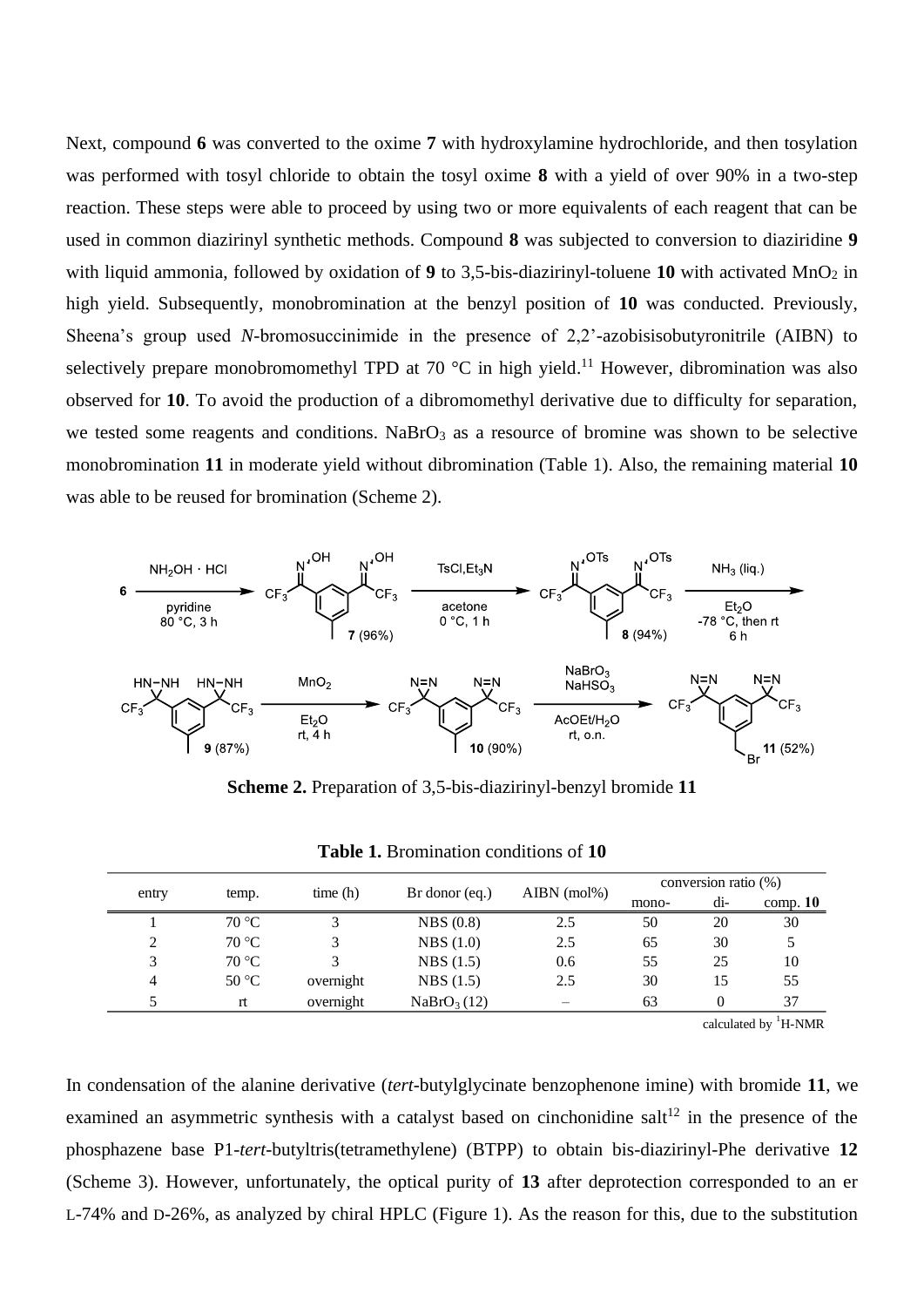Next, compound **6** was converted to the oxime **7** with hydroxylamine hydrochloride, and then tosylation was performed with tosyl chloride to obtain the tosyl oxime **8** with a yield of over 90% in a two-step reaction. These steps were able to proceed by using two or more equivalents of each reagent that can be used in common diazirinyl synthetic methods. Compound **8** was subjected to conversion to diaziridine **9** with liquid ammonia, followed by oxidation of **9** to 3,5-bis-diazirinyl-toluene **10** with activated $MnO_2$ in high yield. Subsequently, monobromination at the benzyl position of **10** was conducted. Previously, Sheena's group used *N*-bromosuccinimide in the presence of 2,2'-azobisisobutyronitrile (AIBN) to selectively prepare monobromomethyl TPD at 70 °C in high yield.[11] However, dibromination was also observed for **10**. To avoid the production of a dibromomethyl derivative due to difficulty for separation, we tested some reagents and conditions. $NaBrO_3$ as a resource of bromine was shown to be selective monobromination **11** in moderate yield without dibromination (Table 1). Also, the remaining material **10** was able to be reused for bromination (Scheme 2).

6 → (NH2OH · HCl, pyridine, 80 °C, 3 h) → 7 (96%) → (TsCl, Et3N, acetone, 0 °C, 1 h) → 8 (94%) → (NH3 (liq.), Et2O, -78 °C, then rt, 6 h) → 9 (87%) → (MnO2, Et2O, rt, 4 h) → 10 (90%) → (NaBrO3, NaHSO3, AcOEt/H2O, rt, o.n.) → 11 (52%)

**Scheme 2.** Preparation of 3,5-bis-diazirinyl-benzyl bromide **11**

**Table 1.** Bromination conditions of **10**

| entry | temp. | time (h) | Br donor (eq.) | AIBN (mol%) | conversion ratio (%) | | |
|---|---|---|---|---|---|---|---|
| | | | | | mono- | di- | comp. **10** |
| 1 | 70 °C | 3 | NBS (0.8) | 2.5 | 50 | 20 | 30 |
| 2 | 70 °C | 3 | NBS (1.0) | 2.5 | 65 | 30 | 5 |
| 3 | 70 °C | 3 | NBS (1.5) | 0.6 | 55 | 25 | 10 |
| 4 | 50 °C | overnight | NBS (1.5) | 2.5 | 30 | 15 | 55 |
| 5 | rt | overnight | $NaBrO_3$ (12) | – | 63 | 0 | 37 |

calculated by $^1$H-NMR

In condensation of the alanine derivative (*tert*-butylglycinate benzophenone imine) with bromide **11**, we examined an asymmetric synthesis with a catalyst based on cinchonidine salt[12] in the presence of the phosphazene base P1-*tert*-butyltris(tetramethylene) (BTPP) to obtain bis-diazirinyl-Phe derivative **12** (Scheme 3). However, unfortunately, the optical purity of **13** after deprotection corresponded to an er L-74% and D-26%, as analyzed by chiral HPLC (Figure 1). As the reason for this, due to the substitution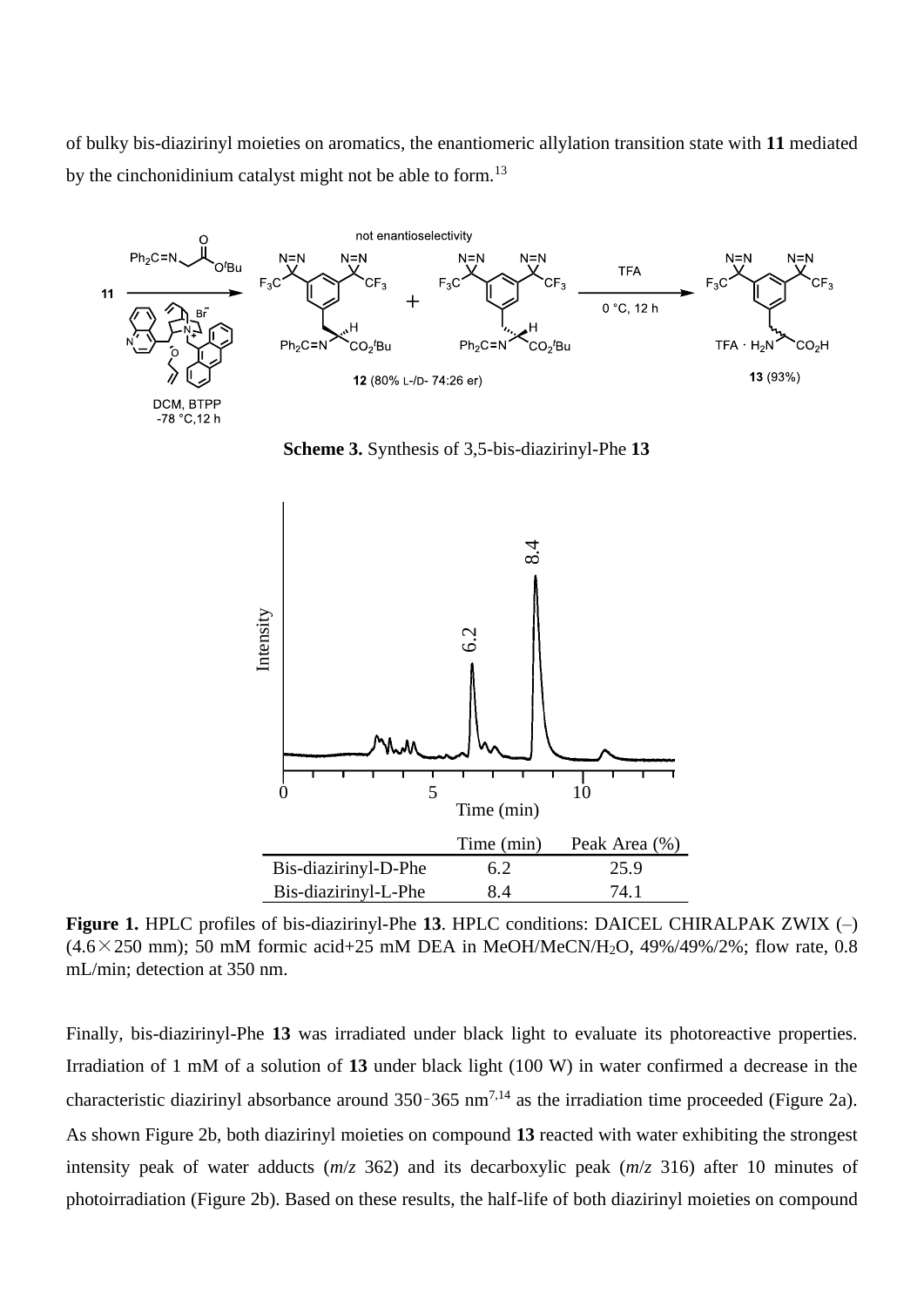of bulky bis-diazirinyl moieties on aromatics, the enantiomeric allylation transition state with **11** mediated by the cinchonidinium catalyst might not be able to form.[13]

not enantioselectivity

11

DCM, BTPP
-78 °C,12 h

12 (80% L-/D- 74:26 er)

TFA
0 °C, 12 h

13 (93%)

**Scheme 3.** Synthesis of 3,5-bis-diazirinyl-Phe **13**

Intensity

6.2

8.4

0 5 10

Time (min)

| | Time (min) | Peak Area (%) |
|---|---|---|
| Bis-diazirinyl-D-Phe | 6.2 | 25.9 |
| Bis-diazirinyl-L-Phe | 8.4 | 74.1 |

**Figure 1.** HPLC profiles of bis-diazirinyl-Phe **13**. HPLC conditions: DAICEL CHIRALPAK ZWIX (–) (4.6×250 mm); 50 mM formic acid+25 mM DEA in MeOH/MeCN/$H_2O$, 49%/49%/2%; flow rate, 0.8 mL/min; detection at 350 nm.

Finally, bis-diazirinyl-Phe **13** was irradiated under black light to evaluate its photoreactive properties. Irradiation of 1 mM of a solution of **13** under black light (100 W) in water confirmed a decrease in the characteristic diazirinyl absorbance around 350–365 nm[7,14] as the irradiation time proceeded (Figure 2a). As shown Figure 2b, both diazirinyl moieties on compound **13** reacted with water exhibiting the strongest intensity peak of water adducts (*m*/*z* 362) and its decarboxylic peak (*m*/*z* 316) after 10 minutes of photoirradiation (Figure 2b). Based on these results, the half-life of both diazirinyl moieties on compound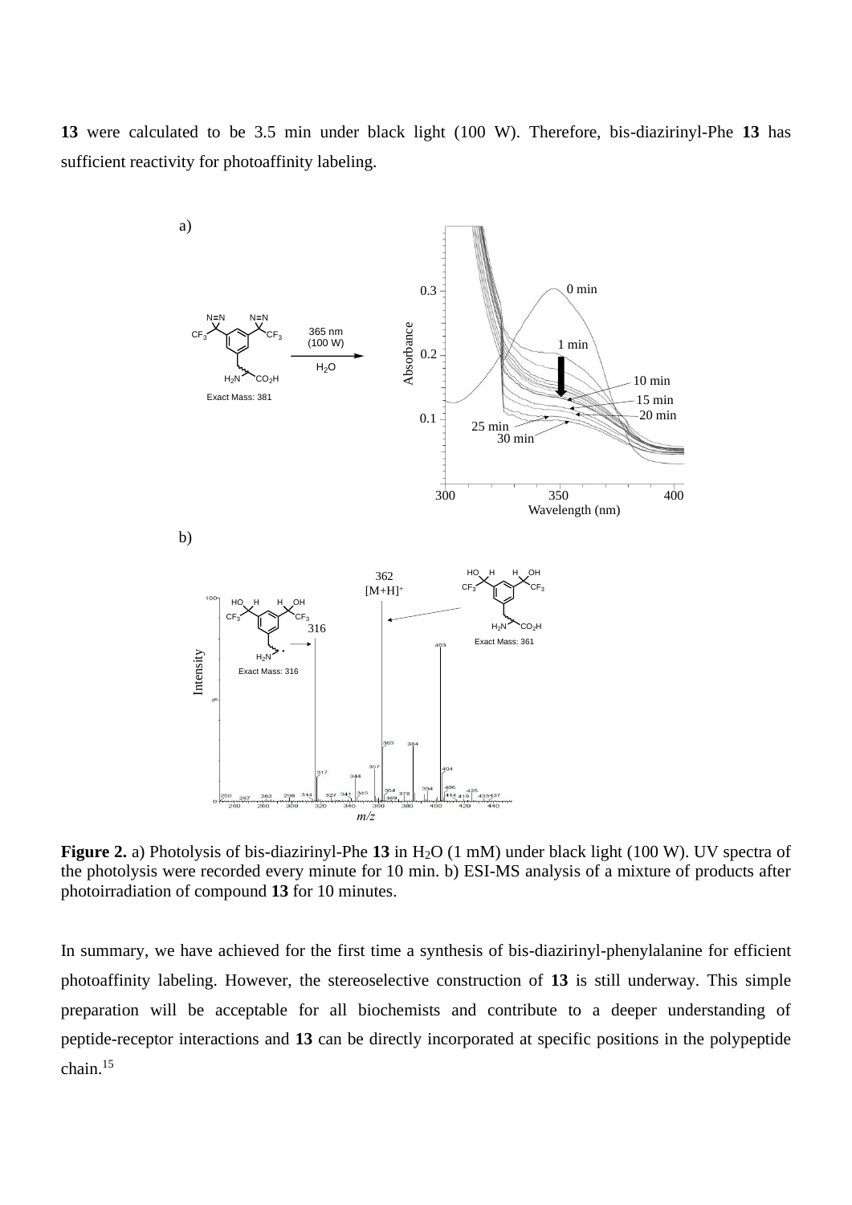**13** were calculated to be 3.5 min under black light (100 W). Therefore, bis-diazirinyl-Phe **13** has sufficient reactivity for photoaffinity labeling.

a)

365 nm (100 W)

$H_2O$

Exact Mass: 381

0 min
1 min
10 min
15 min
20 min
25 min
30 min

Absorbance
0.3
0.2
0.1
300
350
400
Wavelength (nm)

b)

362
$[M+H]^+$

316

Exact Mass: 316

Exact Mass: 361

Intensity

*m/z*

**Figure 2.** a) Photolysis of bis-diazirinyl-Phe **13** in $H_2O$ (1 mM) under black light (100 W). UV spectra of the photolysis were recorded every minute for 10 min. b) ESI-MS analysis of a mixture of products after photoirradiation of compound **13** for 10 minutes.

In summary, we have achieved for the first time a synthesis of bis-diazirinyl-phenylalanine for efficient photoaffinity labeling. However, the stereoselective construction of **13** is still underway. This simple preparation will be acceptable for all biochemists and contribute to a deeper understanding of peptide-receptor interactions and **13** can be directly incorporated at specific positions in the polypeptide chain.[15]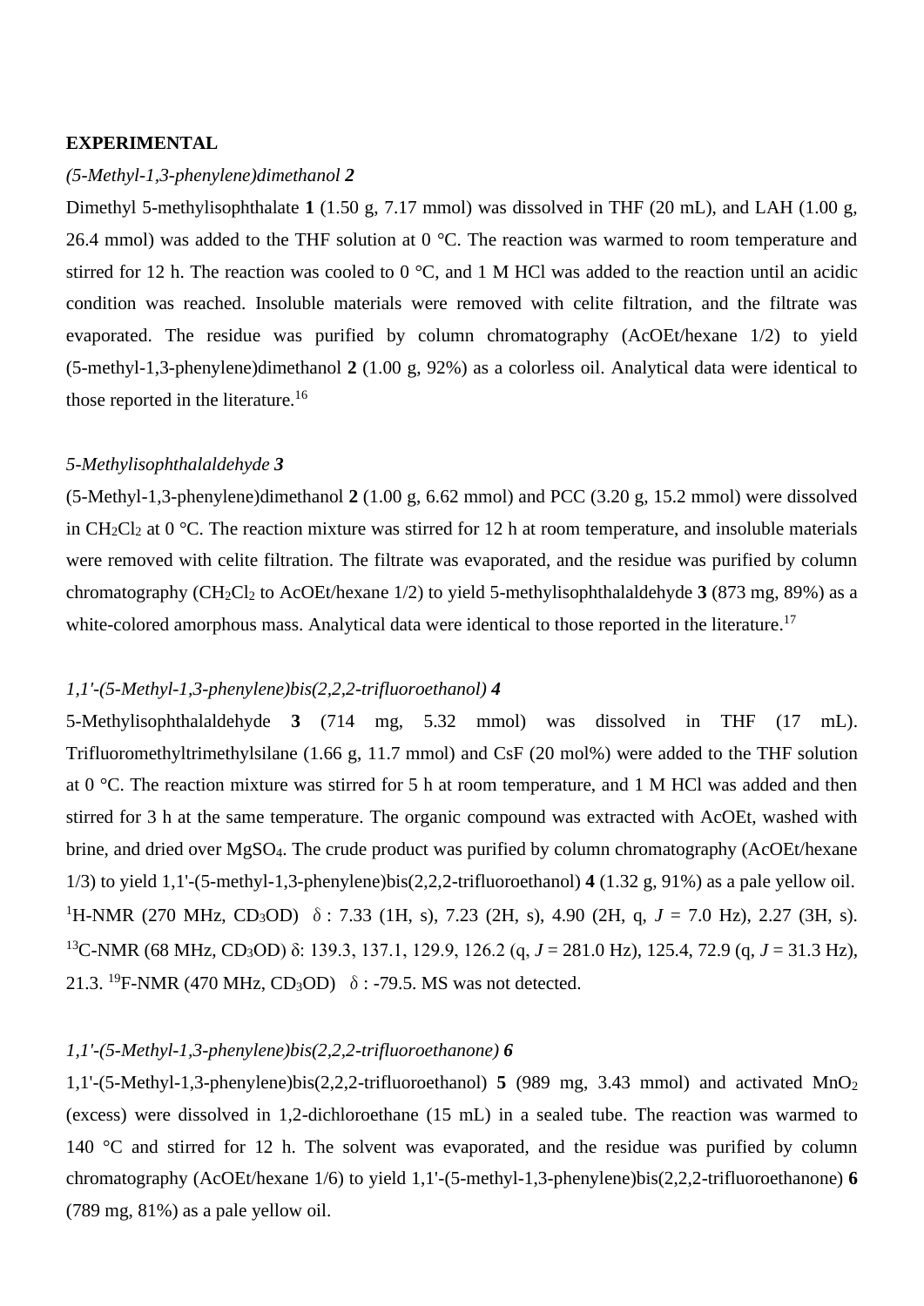**EXPERIMENTAL**

*(5-Methyl-1,3-phenylene)dimethanol **2***

Dimethyl 5-methylisophthalate **1** (1.50 g, 7.17 mmol) was dissolved in THF (20 mL), and LAH (1.00 g, 26.4 mmol) was added to the THF solution at 0 °C. The reaction was warmed to room temperature and stirred for 12 h. The reaction was cooled to 0 °C, and 1 M HCl was added to the reaction until an acidic condition was reached. Insoluble materials were removed with celite filtration, and the filtrate was evaporated. The residue was purified by column chromatography (AcOEt/hexane 1/2) to yield (5-methyl-1,3-phenylene)dimethanol **2** (1.00 g, 92%) as a colorless oil. Analytical data were identical to those reported in the literature.[16]

*5-Methylisophthalaldehyde **3***

(5-Methyl-1,3-phenylene)dimethanol **2** (1.00 g, 6.62 mmol) and PCC (3.20 g, 15.2 mmol) were dissolved in $CH_2Cl_2$ at 0 °C. The reaction mixture was stirred for 12 h at room temperature, and insoluble materials were removed with celite filtration. The filtrate was evaporated, and the residue was purified by column chromatography ($CH_2Cl_2$ to AcOEt/hexane 1/2) to yield 5-methylisophthalaldehyde **3** (873 mg, 89%) as a white-colored amorphous mass. Analytical data were identical to those reported in the literature.[17]

*1,1'-(5-Methyl-1,3-phenylene)bis(2,2,2-trifluoroethanol) **4***

5-Methylisophthalaldehyde **3** (714 mg, 5.32 mmol) was dissolved in THF (17 mL). Trifluoromethyltrimethylsilane (1.66 g, 11.7 mmol) and CsF (20 mol%) were added to the THF solution at 0 °C. The reaction mixture was stirred for 5 h at room temperature, and 1 M HCl was added and then stirred for 3 h at the same temperature. The organic compound was extracted with AcOEt, washed with brine, and dried over $MgSO_4$. The crude product was purified by column chromatography (AcOEt/hexane 1/3) to yield 1,1'-(5-methyl-1,3-phenylene)bis(2,2,2-trifluoroethanol) **4** (1.32 g, 91%) as a pale yellow oil. $^1$H-NMR (270 MHz, $CD_3OD$) δ : 7.33 (1H, s), 7.23 (2H, s), 4.90 (2H, q, *J* = 7.0 Hz), 2.27 (3H, s). $^{13}$C-NMR (68 MHz, $CD_3OD$) δ: 139.3, 137.1, 129.9, 126.2 (q, *J* = 281.0 Hz), 125.4, 72.9 (q, *J* = 31.3 Hz), 21.3. $^{19}$F-NMR (470 MHz, $CD_3OD$) δ : -79.5. MS was not detected.

*1,1'-(5-Methyl-1,3-phenylene)bis(2,2,2-trifluoroethanone) **6***

1,1'-(5-Methyl-1,3-phenylene)bis(2,2,2-trifluoroethanol) **5** (989 mg, 3.43 mmol) and activated $MnO_2$ (excess) were dissolved in 1,2-dichloroethane (15 mL) in a sealed tube. The reaction was warmed to 140 °C and stirred for 12 h. The solvent was evaporated, and the residue was purified by column chromatography (AcOEt/hexane 1/6) to yield 1,1'-(5-methyl-1,3-phenylene)bis(2,2,2-trifluoroethanone) **6** (789 mg, 81%) as a pale yellow oil.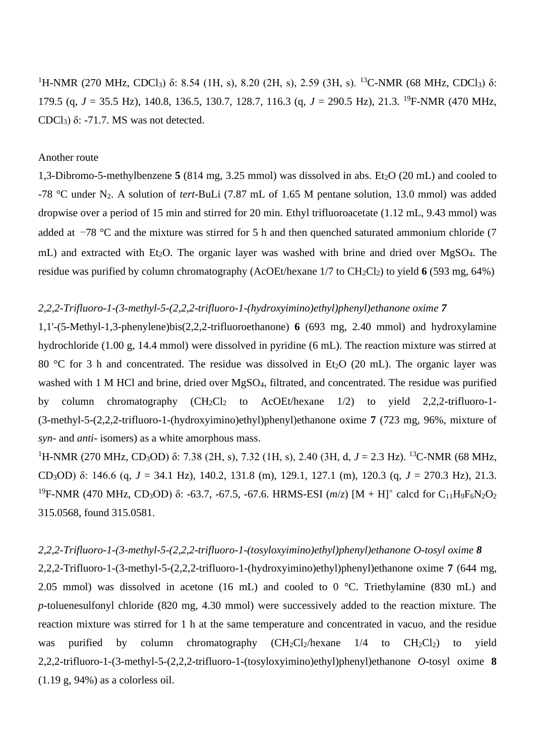[1]H-NMR (270 MHz, $CDCl_3$) δ: 8.54 (1H, s), 8.20 (2H, s), 2.59 (3H, s). [13]C-NMR (68 MHz, $CDCl_3$) δ: 179.5 (q, *J* = 35.5 Hz), 140.8, 136.5, 130.7, 128.7, 116.3 (q, *J* = 290.5 Hz), 21.3. [19]F-NMR (470 MHz, $CDCl_3$) δ: -71.7. MS was not detected.

Another route

1,3-Dibromo-5-methylbenzene **5** (814 mg, 3.25 mmol) was dissolved in abs. $Et_2O$ (20 mL) and cooled to -78 °C under $N_2$. A solution of *tert*-BuLi (7.87 mL of 1.65 M pentane solution, 13.0 mmol) was added dropwise over a period of 15 min and stirred for 20 min. Ethyl trifluoroacetate (1.12 mL, 9.43 mmol) was added at −78 °C and the mixture was stirred for 5 h and then quenched saturated ammonium chloride (7 mL) and extracted with $Et_2O$. The organic layer was washed with brine and dried over $MgSO_4$. The residue was purified by column chromatography (AcOEt/hexane 1/7 to $CH_2Cl_2$) to yield **6** (593 mg, 64%)

*2,2,2-Trifluoro-1-(3-methyl-5-(2,2,2-trifluoro-1-(hydroxyimino)ethyl)phenyl)ethanone oxime **7***

1,1'-(5-Methyl-1,3-phenylene)bis(2,2,2-trifluoroethanone) **6** (693 mg, 2.40 mmol) and hydroxylamine hydrochloride (1.00 g, 14.4 mmol) were dissolved in pyridine (6 mL). The reaction mixture was stirred at 80 °C for 3 h and concentrated. The residue was dissolved in $Et_2O$ (20 mL). The organic layer was washed with 1 M HCl and brine, dried over $MgSO_4$, filtrated, and concentrated. The residue was purified by column chromatography ($CH_2Cl_2$ to AcOEt/hexane 1/2) to yield 2,2,2-trifluoro-1-(3-methyl-5-(2,2,2-trifluoro-1-(hydroxyimino)ethyl)phenyl)ethanone oxime **7** (723 mg, 96%, mixture of *syn*- and *anti*- isomers) as a white amorphous mass.

[1]H-NMR (270 MHz, $CD_3OD$) δ: 7.38 (2H, s), 7.32 (1H, s), 2.40 (3H, d, *J* = 2.3 Hz). [13]C-NMR (68 MHz, $CD_3OD$) δ: 146.6 (q, *J* = 34.1 Hz), 140.2, 131.8 (m), 129.1, 127.1 (m), 120.3 (q, *J* = 270.3 Hz), 21.3. [19]F-NMR (470 MHz, $CD_3OD$) δ: -63.7, -67.5, -67.6. HRMS-ESI (*m*/*z*) $[M + H]^+$ calcd for $C_{11}H_9F_6N_2O_2$ 315.0568, found 315.0581.

*2,2,2-Trifluoro-1-(3-methyl-5-(2,2,2-trifluoro-1-(tosyloxyimino)ethyl)phenyl)ethanone O-tosyl oxime **8***

2,2,2-Trifluoro-1-(3-methyl-5-(2,2,2-trifluoro-1-(hydroxyimino)ethyl)phenyl)ethanone oxime **7** (644 mg, 2.05 mmol) was dissolved in acetone (16 mL) and cooled to 0 °C. Triethylamine (830 mL) and *p*-toluenesulfonyl chloride (820 mg, 4.30 mmol) were successively added to the reaction mixture. The reaction mixture was stirred for 1 h at the same temperature and concentrated in vacuo, and the residue was purified by column chromatography ($CH_2Cl_2$/hexane 1/4 to $CH_2Cl_2$) to yield 2,2,2-trifluoro-1-(3-methyl-5-(2,2,2-trifluoro-1-(tosyloxyimino)ethyl)phenyl)ethanone *O*-tosyl oxime **8** (1.19 g, 94%) as a colorless oil.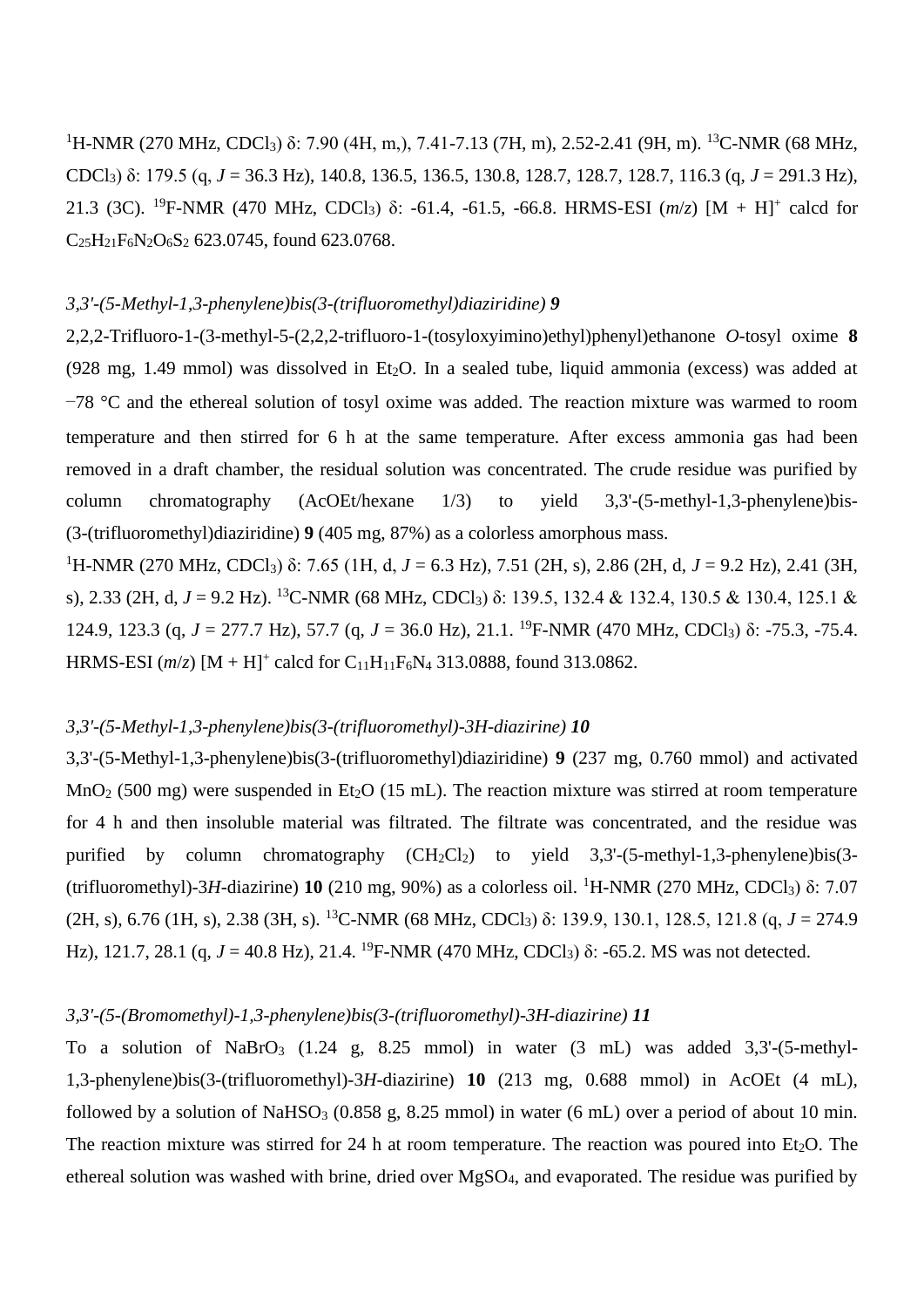$^1$H-NMR (270 MHz, $CDCl_3$) δ: 7.90 (4H, m,), 7.41-7.13 (7H, m), 2.52-2.41 (9H, m). $^{13}$C-NMR (68 MHz, $CDCl_3$) δ: 179.5 (q, *J* = 36.3 Hz), 140.8, 136.5, 136.5, 130.8, 128.7, 128.7, 128.7, 116.3 (q, *J* = 291.3 Hz), 21.3 (3C). $^{19}$F-NMR (470 MHz, $CDCl_3$) δ: -61.4, -61.5, -66.8. HRMS-ESI (*m*/*z*) $[M + H]^+$ calcd for $C_{25}H_{21}F_6N_2O_6S_2$ 623.0745, found 623.0768.

### *3,3'-(5-Methyl-1,3-phenylene)bis(3-(trifluoromethyl)diaziridine)* ***9***

2,2,2-Trifluoro-1-(3-methyl-5-(2,2,2-trifluoro-1-(tosyloxyimino)ethyl)phenyl)ethanone *O*-tosyl oxime **8** (928 mg, 1.49 mmol) was dissolved in $Et_2O$. In a sealed tube, liquid ammonia (excess) was added at −78 °C and the ethereal solution of tosyl oxime was added. The reaction mixture was warmed to room temperature and then stirred for 6 h at the same temperature. After excess ammonia gas had been removed in a draft chamber, the residual solution was concentrated. The crude residue was purified by column chromatography (AcOEt/hexane 1/3) to yield 3,3'-(5-methyl-1,3-phenylene)bis-(3-(trifluoromethyl)diaziridine) **9** (405 mg, 87%) as a colorless amorphous mass.

$^1$H-NMR (270 MHz, $CDCl_3$) δ: 7.65 (1H, d, *J* = 6.3 Hz), 7.51 (2H, s), 2.86 (2H, d, *J* = 9.2 Hz), 2.41 (3H, s), 2.33 (2H, d, *J* = 9.2 Hz). $^{13}$C-NMR (68 MHz, $CDCl_3$) δ: 139.5, 132.4 & 132.4, 130.5 & 130.4, 125.1 & 124.9, 123.3 (q, *J* = 277.7 Hz), 57.7 (q, *J* = 36.0 Hz), 21.1. $^{19}$F-NMR (470 MHz, $CDCl_3$) δ: -75.3, -75.4. HRMS-ESI (*m*/*z*) $[M + H]^+$ calcd for $C_{11}H_{11}F_6N_4$ 313.0888, found 313.0862.

### *3,3'-(5-Methyl-1,3-phenylene)bis(3-(trifluoromethyl)-3H-diazirine)* ***10***

3,3'-(5-Methyl-1,3-phenylene)bis(3-(trifluoromethyl)diaziridine) **9** (237 mg, 0.760 mmol) and activated $MnO_2$ (500 mg) were suspended in $Et_2O$ (15 mL). The reaction mixture was stirred at room temperature for 4 h and then insoluble material was filtrated. The filtrate was concentrated, and the residue was purified by column chromatography ($CH_2Cl_2$) to yield 3,3'-(5-methyl-1,3-phenylene)bis(3-(trifluoromethyl)-3*H*-diazirine) **10** (210 mg, 90%) as a colorless oil. $^1$H-NMR (270 MHz, $CDCl_3$) δ: 7.07 (2H, s), 6.76 (1H, s), 2.38 (3H, s). $^{13}$C-NMR (68 MHz, $CDCl_3$) δ: 139.9, 130.1, 128.5, 121.8 (q, *J* = 274.9 Hz), 121.7, 28.1 (q, *J* = 40.8 Hz), 21.4. $^{19}$F-NMR (470 MHz, $CDCl_3$) δ: -65.2. MS was not detected.

### *3,3'-(5-(Bromomethyl)-1,3-phenylene)bis(3-(trifluoromethyl)-3H-diazirine)* ***11***

To a solution of $NaBrO_3$ (1.24 g, 8.25 mmol) in water (3 mL) was added 3,3'-(5-methyl-1,3-phenylene)bis(3-(trifluoromethyl)-3*H*-diazirine) **10** (213 mg, 0.688 mmol) in AcOEt (4 mL), followed by a solution of $NaHSO_3$ (0.858 g, 8.25 mmol) in water (6 mL) over a period of about 10 min. The reaction mixture was stirred for 24 h at room temperature. The reaction was poured into $Et_2O$. The ethereal solution was washed with brine, dried over $MgSO_4$, and evaporated. The residue was purified by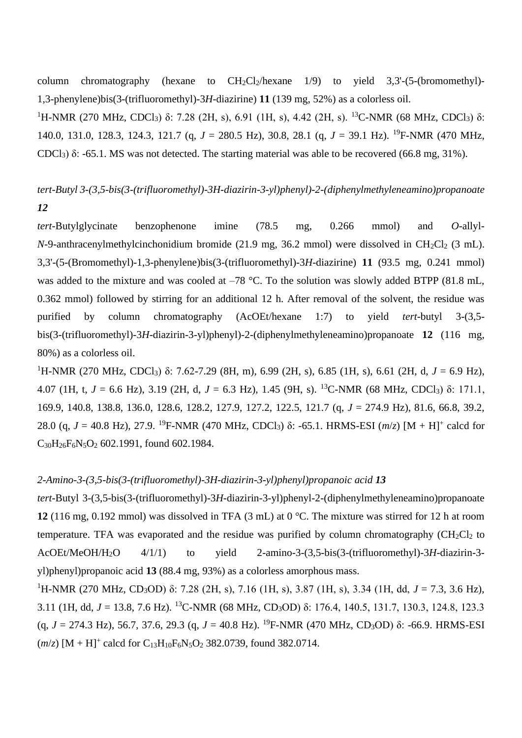column chromatography (hexane to $CH_2Cl_2$/hexane 1/9) to yield 3,3'-(5-(bromomethyl)-1,3-phenylene)bis(3-(trifluoromethyl)-3*H*-diazirine) **11** (139 mg, 52%) as a colorless oil.

$^{1}$H-NMR (270 MHz, $CDCl_3$) δ: 7.28 (2H, s), 6.91 (1H, s), 4.42 (2H, s). $^{13}$C-NMR (68 MHz, $CDCl_3$) δ: 140.0, 131.0, 128.3, 124.3, 121.7 (q, *J* = 280.5 Hz), 30.8, 28.1 (q, *J* = 39.1 Hz). $^{19}$F-NMR (470 MHz, $CDCl_3$) δ: -65.1. MS was not detected. The starting material was able to be recovered (66.8 mg, 31%).

### *tert-Butyl 3-(3,5-bis(3-(trifluoromethyl)-3H-diazirin-3-yl)phenyl)-2-(diphenylmethyleneamino)propanoate* ***12***

*tert*-Butylglycinate benzophenone imine (78.5 mg, 0.266 mmol) and *O*-allyl-*N*-9-anthracenylmethylcinchonidium bromide (21.9 mg, 36.2 mmol) were dissolved in $CH_2Cl_2$ (3 mL). 3,3'-(5-(Bromomethyl)-1,3-phenylene)bis(3-(trifluoromethyl)-3*H*-diazirine) **11** (93.5 mg, 0.241 mmol) was added to the mixture and was cooled at –78 °C. To the solution was slowly added BTPP (81.8 mL, 0.362 mmol) followed by stirring for an additional 12 h. After removal of the solvent, the residue was purified by column chromatography (AcOEt/hexane 1:7) to yield *tert*-butyl 3-(3,5-bis(3-(trifluoromethyl)-3*H*-diazirin-3-yl)phenyl)-2-(diphenylmethyleneamino)propanoate **12** (116 mg, 80%) as a colorless oil.

$^{1}$H-NMR (270 MHz, $CDCl_3$) δ: 7.62-7.29 (8H, m), 6.99 (2H, s), 6.85 (1H, s), 6.61 (2H, d, *J* = 6.9 Hz), 4.07 (1H, t, *J* = 6.6 Hz), 3.19 (2H, d, *J* = 6.3 Hz), 1.45 (9H, s). $^{13}$C-NMR (68 MHz, $CDCl_3$) δ: 171.1, 169.9, 140.8, 138.8, 136.0, 128.6, 128.2, 127.9, 127.2, 122.5, 121.7 (q, *J* = 274.9 Hz), 81.6, 66.8, 39.2, 28.0 (q, *J* = 40.8 Hz), 27.9. $^{19}$F-NMR (470 MHz, $CDCl_3$) δ: -65.1. HRMS-ESI (*m*/*z*) $[M + H]^+$ calcd for $C_{30}H_{26}F_6N_5O_2$ 602.1991, found 602.1984.

### *2-Amino-3-(3,5-bis(3-(trifluoromethyl)-3H-diazirin-3-yl)phenyl)propanoic acid* ***13***

*tert*-Butyl 3-(3,5-bis(3-(trifluoromethyl)-3*H*-diazirin-3-yl)phenyl-2-(diphenylmethyleneamino)propanoate **12** (116 mg, 0.192 mmol) was dissolved in TFA (3 mL) at 0 °C. The mixture was stirred for 12 h at room temperature. TFA was evaporated and the residue was purified by column chromatography ($CH_2Cl_2$ to AcOEt/MeOH/$H_2O$ 4/1/1) to yield 2-amino-3-(3,5-bis(3-(trifluoromethyl)-3*H*-diazirin-3-yl)phenyl)propanoic acid **13** (88.4 mg, 93%) as a colorless amorphous mass.

$^{1}$H-NMR (270 MHz, $CD_3OD$) δ: 7.28 (2H, s), 7.16 (1H, s), 3.87 (1H, s), 3.34 (1H, dd, *J* = 7.3, 3.6 Hz), 3.11 (1H, dd, *J* = 13.8, 7.6 Hz). $^{13}$C-NMR (68 MHz, $CD_3OD$) δ: 176.4, 140.5, 131.7, 130.3, 124.8, 123.3 (q, *J* = 274.3 Hz), 56.7, 37.6, 29.3 (q, *J* = 40.8 Hz). $^{19}$F-NMR (470 MHz, $CD_3OD$) δ: -66.9. HRMS-ESI (*m*/*z*) $[M + H]^+$ calcd for $C_{13}H_{10}F_6N_5O_2$ 382.0739, found 382.0714.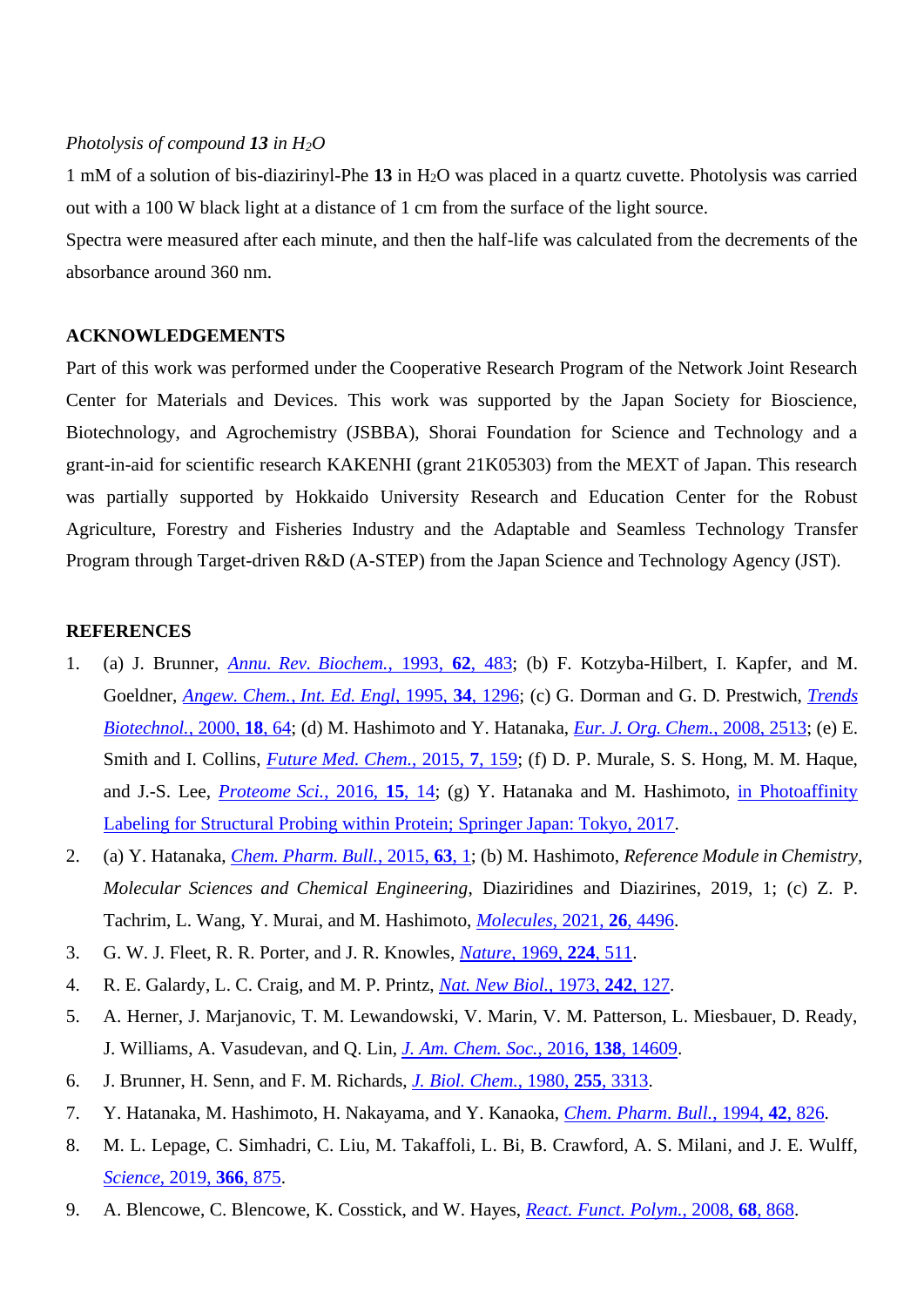*Photolysis of compound **13** in $H_2O$*

1 mM of a solution of bis-diazirinyl-Phe **13** in $H_2O$ was placed in a quartz cuvette. Photolysis was carried out with a 100 W black light at a distance of 1 cm from the surface of the light source.

Spectra were measured after each minute, and then the half-life was calculated from the decrements of the absorbance around 360 nm.

## ACKNOWLEDGEMENTS

Part of this work was performed under the Cooperative Research Program of the Network Joint Research Center for Materials and Devices. This work was supported by the Japan Society for Bioscience, Biotechnology, and Agrochemistry (JSBBA), Shorai Foundation for Science and Technology and a grant-in-aid for scientific research KAKENHI (grant 21K05303) from the MEXT of Japan. This research was partially supported by Hokkaido University Research and Education Center for the Robust Agriculture, Forestry and Fisheries Industry and the Adaptable and Seamless Technology Transfer Program through Target-driven R&D (A-STEP) from the Japan Science and Technology Agency (JST).

## REFERENCES

1. (a) J. Brunner, *Annu. Rev. Biochem.*, 1993, **62**, 483; (b) F. Kotzyba-Hilbert, I. Kapfer, and M. Goeldner, *Angew. Chem., Int. Ed. Engl*, 1995, **34**, 1296; (c) G. Dorman and G. D. Prestwich, *Trends Biotechnol.*, 2000, **18**, 64; (d) M. Hashimoto and Y. Hatanaka, *Eur. J. Org. Chem.*, 2008, 2513; (e) E. Smith and I. Collins, *Future Med. Chem.*, 2015, **7**, 159; (f) D. P. Murale, S. S. Hong, M. M. Haque, and J.-S. Lee, *Proteome Sci.*, 2016, **15**, 14; (g) Y. Hatanaka and M. Hashimoto, in Photoaffinity Labeling for Structural Probing within Protein; Springer Japan: Tokyo, 2017.
2. (a) Y. Hatanaka, *Chem. Pharm. Bull.*, 2015, **63**, 1; (b) M. Hashimoto, *Reference Module in Chemistry, Molecular Sciences and Chemical Engineering*, Diaziridines and Diazirines, 2019, 1; (c) Z. P. Tachrim, L. Wang, Y. Murai, and M. Hashimoto, *Molecules*, 2021, **26**, 4496.
3. G. W. J. Fleet, R. R. Porter, and J. R. Knowles, *Nature*, 1969, **224**, 511.
4. R. E. Galardy, L. C. Craig, and M. P. Printz, *Nat. New Biol.*, 1973, **242**, 127.
5. A. Herner, J. Marjanovic, T. M. Lewandowski, V. Marin, V. M. Patterson, L. Miesbauer, D. Ready, J. Williams, A. Vasudevan, and Q. Lin, *J. Am. Chem. Soc.*, 2016, **138**, 14609.
6. J. Brunner, H. Senn, and F. M. Richards, *J. Biol. Chem.*, 1980, **255**, 3313.
7. Y. Hatanaka, M. Hashimoto, H. Nakayama, and Y. Kanaoka, *Chem. Pharm. Bull.*, 1994, **42**, 826.
8. M. L. Lepage, C. Simhadri, C. Liu, M. Takaffoli, L. Bi, B. Crawford, A. S. Milani, and J. E. Wulff, *Science*, 2019, **366**, 875.
9. A. Blencowe, C. Blencowe, K. Cosstick, and W. Hayes, *React. Funct. Polym.*, 2008, **68**, 868.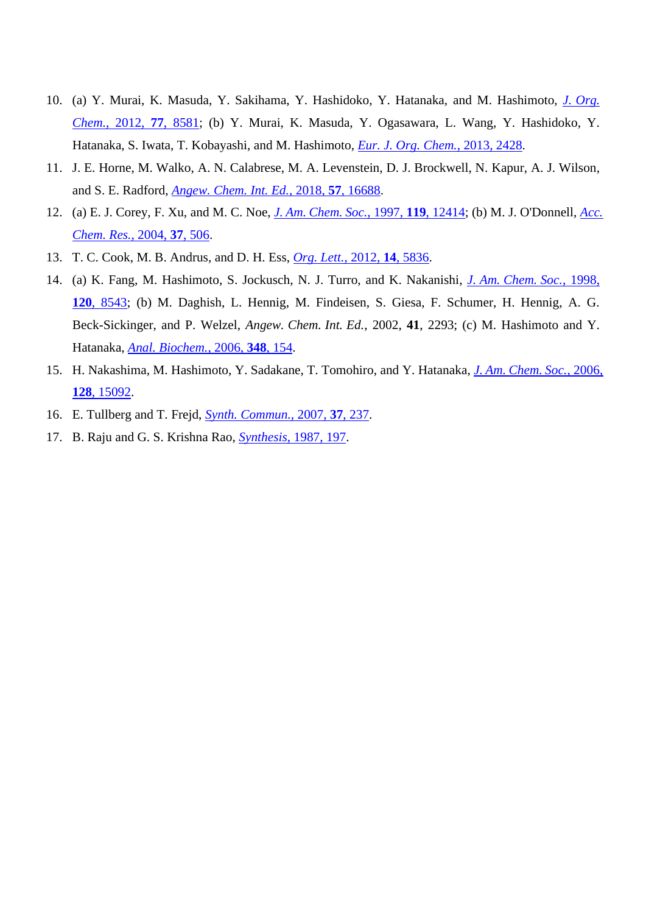10. (a) Y. Murai, K. Masuda, Y. Sakihama, Y. Hashidoko, Y. Hatanaka, and M. Hashimoto, *J. Org. Chem.*, 2012, **77**, 8581; (b) Y. Murai, K. Masuda, Y. Ogasawara, L. Wang, Y. Hashidoko, Y. Hatanaka, S. Iwata, T. Kobayashi, and M. Hashimoto, *Eur. J. Org. Chem.*, 2013, 2428.
11. J. E. Horne, M. Walko, A. N. Calabrese, M. A. Levenstein, D. J. Brockwell, N. Kapur, A. J. Wilson, and S. E. Radford, *Angew. Chem. Int. Ed.*, 2018, **57**, 16688.
12. (a) E. J. Corey, F. Xu, and M. C. Noe, *J. Am. Chem. Soc.*, 1997, **119**, 12414; (b) M. J. O'Donnell, *Acc. Chem. Res.*, 2004, **37**, 506.
13. T. C. Cook, M. B. Andrus, and D. H. Ess, *Org. Lett.*, 2012, **14**, 5836.
14. (a) K. Fang, M. Hashimoto, S. Jockusch, N. J. Turro, and K. Nakanishi, *J. Am. Chem. Soc.*, 1998, **120**, 8543; (b) M. Daghish, L. Hennig, M. Findeisen, S. Giesa, F. Schumer, H. Hennig, A. G. Beck-Sickinger, and P. Welzel, *Angew. Chem. Int. Ed.*, 2002, **41**, 2293; (c) M. Hashimoto and Y. Hatanaka, *Anal. Biochem.*, 2006, **348**, 154.
15. H. Nakashima, M. Hashimoto, Y. Sadakane, T. Tomohiro, and Y. Hatanaka, *J. Am. Chem. Soc.*, 2006, **128**, 15092.
16. E. Tullberg and T. Frejd, *Synth. Commun.*, 2007, **37**, 237.
17. B. Raju and G. S. Krishna Rao, *Synthesis*, 1987, 197.